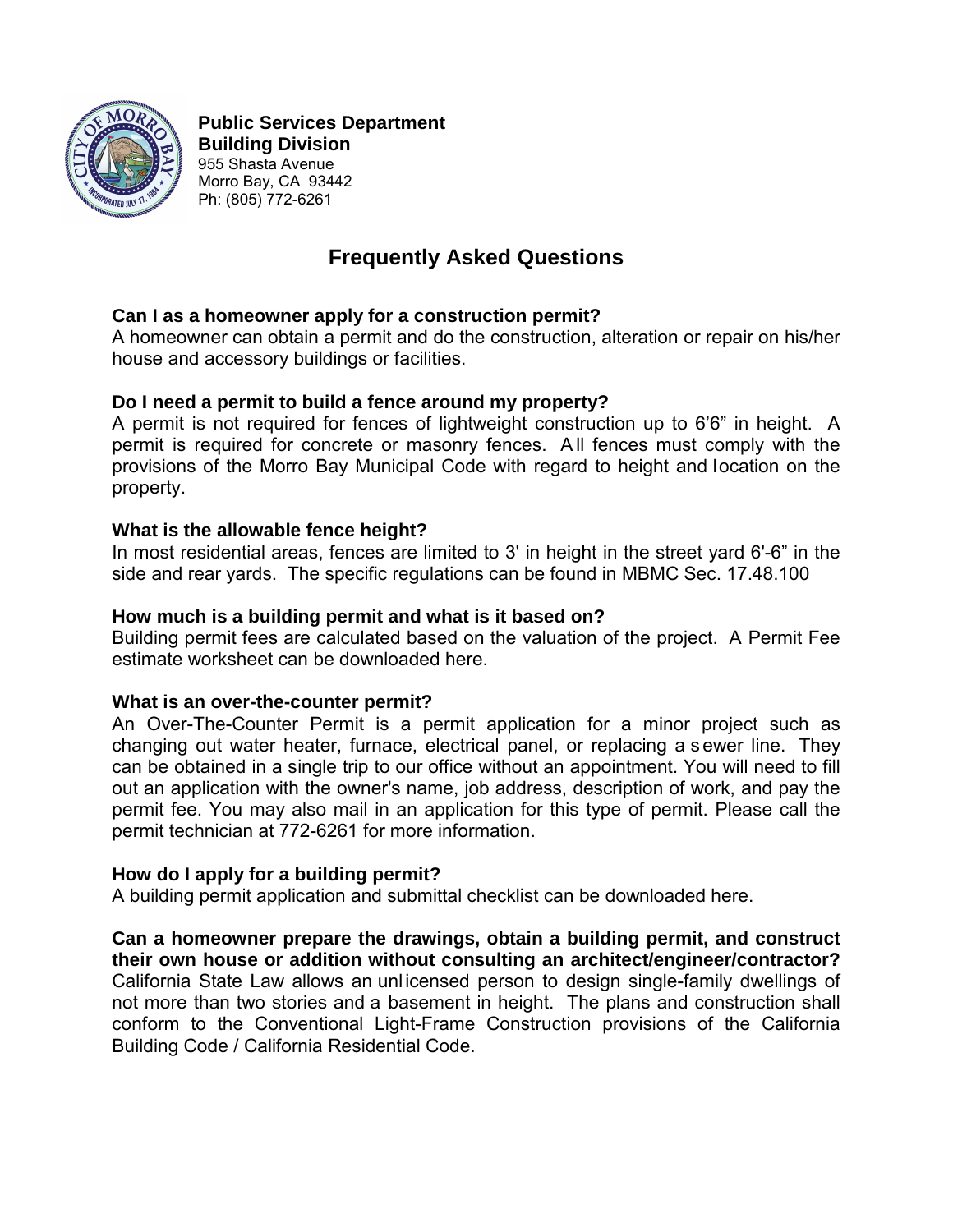**Public Services Department**
**Building Division**
955 Shasta Avenue
Morro Bay, CA 93442
Ph: (805) 772-6261

# Frequently Asked Questions

### Can I as a homeowner apply for a construction permit?

A homeowner can obtain a permit and do the construction, alteration or repair on his/her house and accessory buildings or facilities.

### Do I need a permit to build a fence around my property?

A permit is not required for fences of lightweight construction up to 6'6" in height. A permit is required for concrete or masonry fences. All fences must comply with the provisions of the Morro Bay Municipal Code with regard to height and location on the property.

### What is the allowable fence height?

In most residential areas, fences are limited to 3' in height in the street yard 6'-6" in the side and rear yards. The specific regulations can be found in MBMC Sec. 17.48.100

### How much is a building permit and what is it based on?

Building permit fees are calculated based on the valuation of the project. A Permit Fee estimate worksheet can be downloaded here.

### What is an over-the-counter permit?

An Over-The-Counter Permit is a permit application for a minor project such as changing out water heater, furnace, electrical panel, or replacing a sewer line. They can be obtained in a single trip to our office without an appointment. You will need to fill out an application with the owner's name, job address, description of work, and pay the permit fee. You may also mail in an application for this type of permit. Please call the permit technician at 772-6261 for more information.

### How do I apply for a building permit?

A building permit application and submittal checklist can be downloaded here.

### Can a homeowner prepare the drawings, obtain a building permit, and construct their own house or addition without consulting an architect/engineer/contractor?

California State Law allows an unlicensed person to design single-family dwellings of not more than two stories and a basement in height. The plans and construction shall conform to the Conventional Light-Frame Construction provisions of the California Building Code / California Residential Code.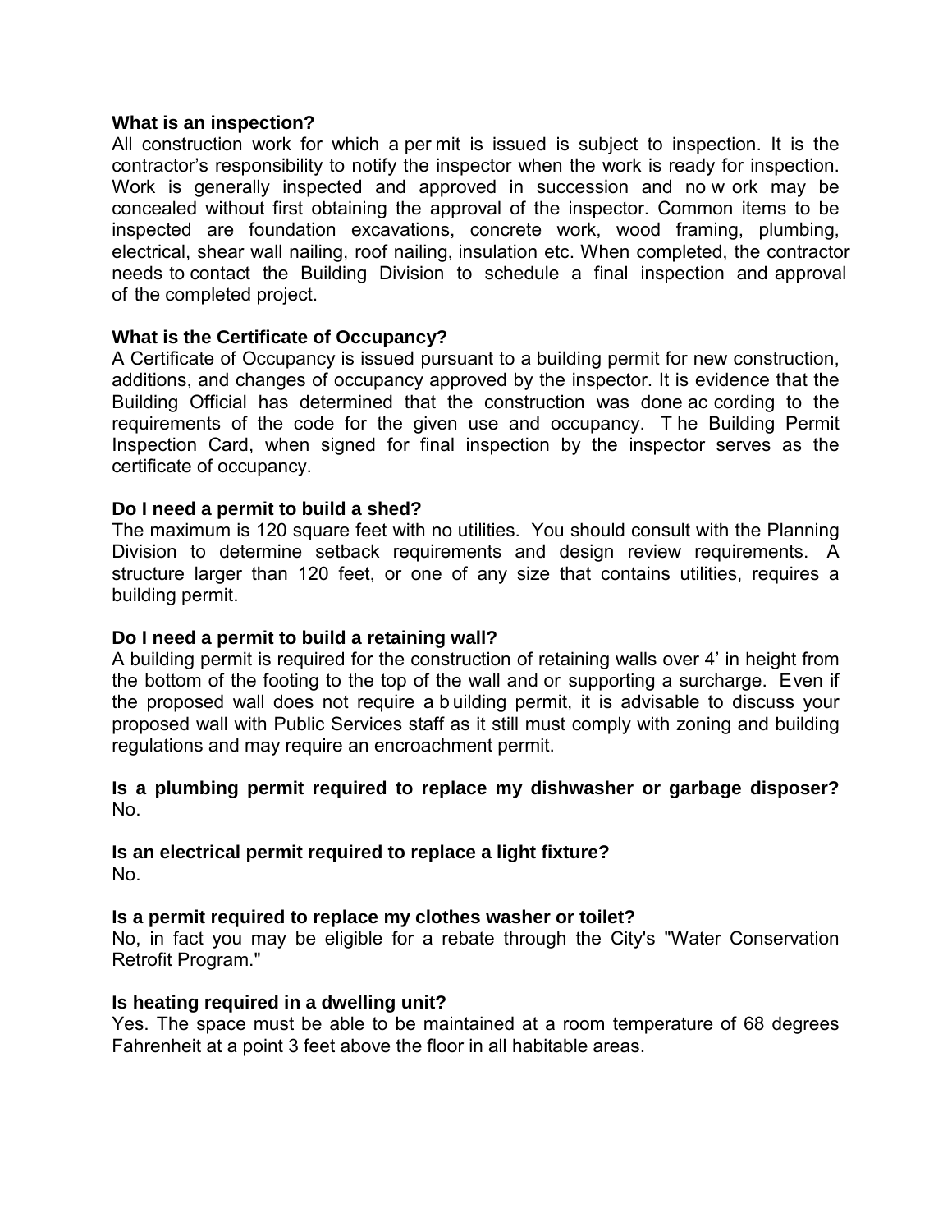**What is an inspection?**

All construction work for which a permit is issued is subject to inspection. It is the contractor's responsibility to notify the inspector when the work is ready for inspection. Work is generally inspected and approved in succession and no work may be concealed without first obtaining the approval of the inspector. Common items to be inspected are foundation excavations, concrete work, wood framing, plumbing, electrical, shear wall nailing, roof nailing, insulation etc. When completed, the contractor needs to contact the Building Division to schedule a final inspection and approval of the completed project.

**What is the Certificate of Occupancy?**

A Certificate of Occupancy is issued pursuant to a building permit for new construction, additions, and changes of occupancy approved by the inspector. It is evidence that the Building Official has determined that the construction was done according to the requirements of the code for the given use and occupancy. The Building Permit Inspection Card, when signed for final inspection by the inspector serves as the certificate of occupancy.

**Do I need a permit to build a shed?**

The maximum is 120 square feet with no utilities. You should consult with the Planning Division to determine setback requirements and design review requirements. A structure larger than 120 feet, or one of any size that contains utilities, requires a building permit.

**Do I need a permit to build a retaining wall?**

A building permit is required for the construction of retaining walls over 4' in height from the bottom of the footing to the top of the wall and or supporting a surcharge. Even if the proposed wall does not require a building permit, it is advisable to discuss your proposed wall with Public Services staff as it still must comply with zoning and building regulations and may require an encroachment permit.

**Is a plumbing permit required to replace my dishwasher or garbage disposer?**

No.

**Is an electrical permit required to replace a light fixture?**

No.

**Is a permit required to replace my clothes washer or toilet?**

No, in fact you may be eligible for a rebate through the City's "Water Conservation Retrofit Program."

**Is heating required in a dwelling unit?**

Yes. The space must be able to be maintained at a room temperature of 68 degrees Fahrenheit at a point 3 feet above the floor in all habitable areas.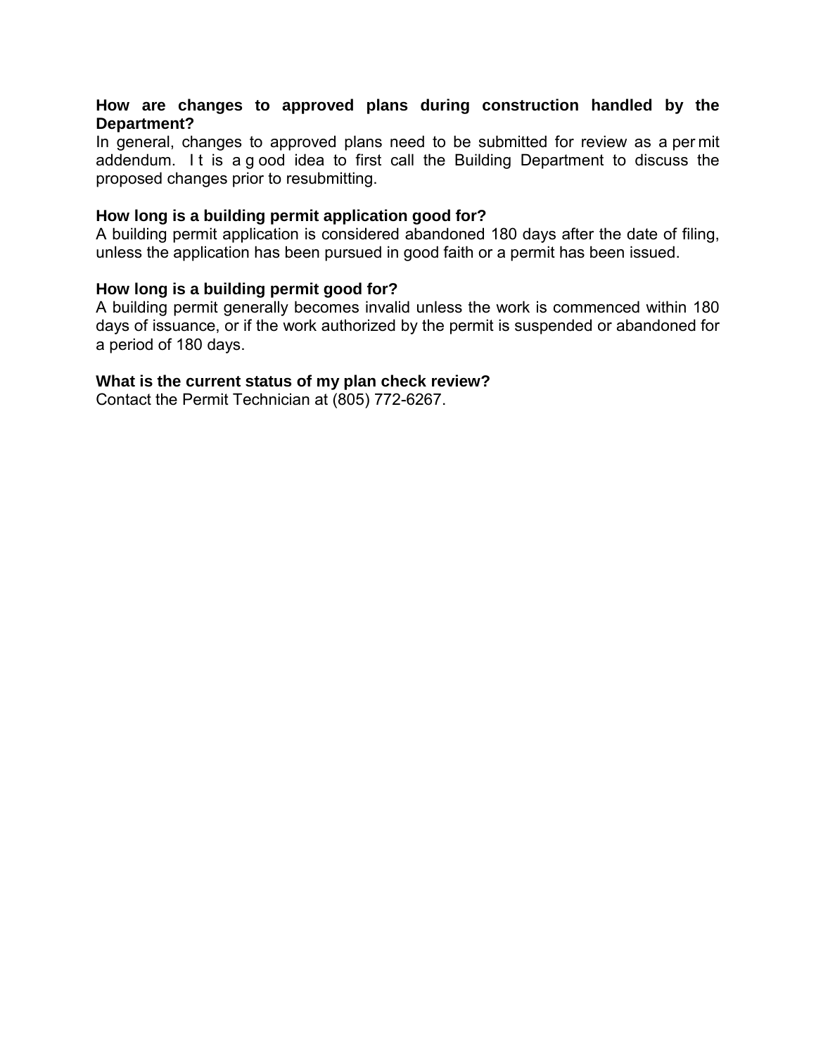**How are changes to approved plans during construction handled by the Department?**

In general, changes to approved plans need to be submitted for review as a permit addendum. It is a good idea to first call the Building Department to discuss the proposed changes prior to resubmitting.

**How long is a building permit application good for?**

A building permit application is considered abandoned 180 days after the date of filing, unless the application has been pursued in good faith or a permit has been issued.

**How long is a building permit good for?**

A building permit generally becomes invalid unless the work is commenced within 180 days of issuance, or if the work authorized by the permit is suspended or abandoned for a period of 180 days.

**What is the current status of my plan check review?**

Contact the Permit Technician at (805) 772-6267.